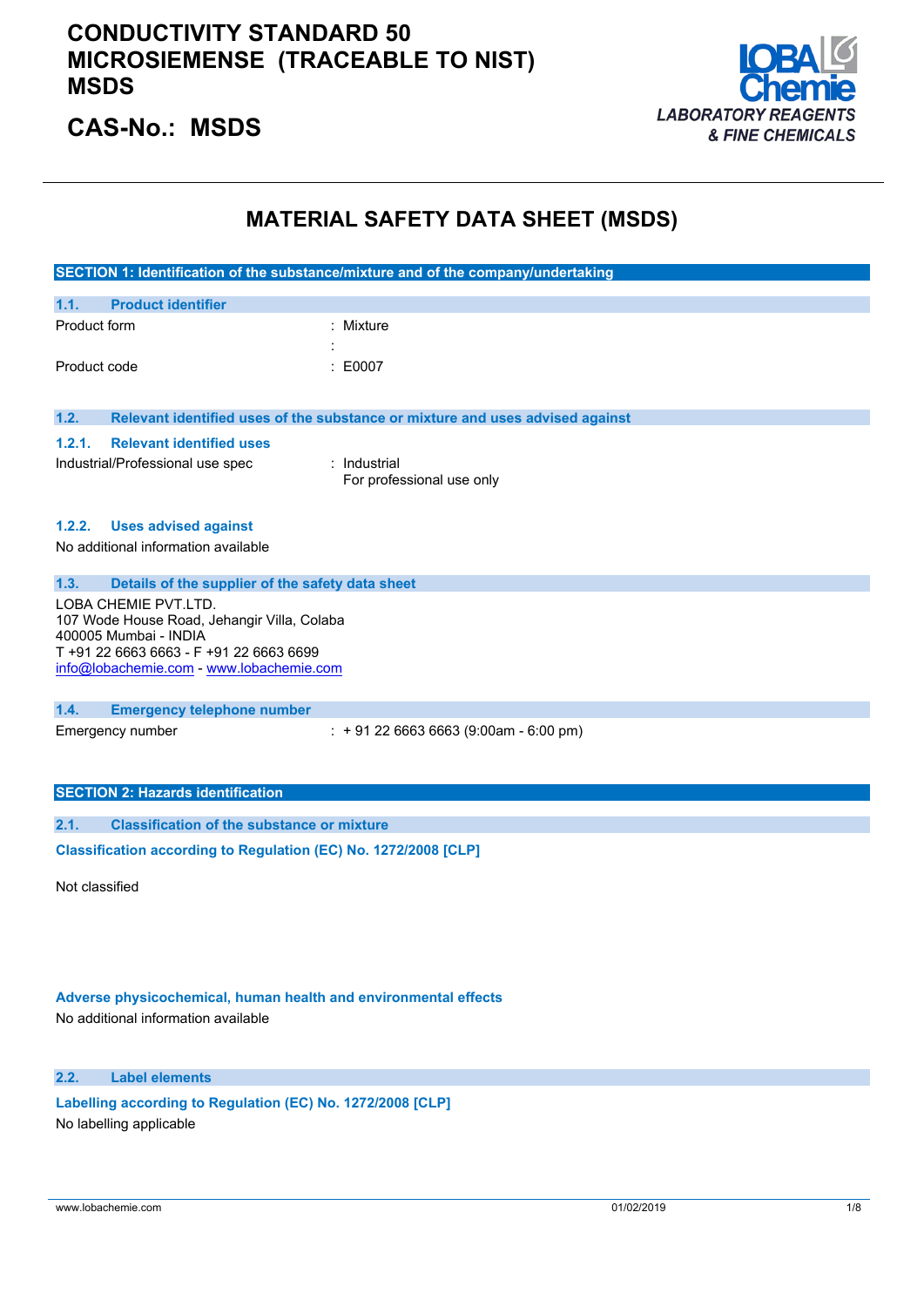# CONDUCTIVITY STANDARD 50 MICROSIEMENSE (TRACEABLE TO NIST) MSDS

## CAS-No.: MSDS

LOBA Chemie
*LABORATORY REAGENTS & FINE CHEMICALS*

# MATERIAL SAFETY DATA SHEET (MSDS)

## SECTION 1: Identification of the substance/mixture and of the company/undertaking

### 1.1. Product identifier

| | |
|---|---|
| Product form | : Mixture |
| | : |
| Product code | : E0007 |

### 1.2. Relevant identified uses of the substance or mixture and uses advised against

#### 1.2.1. Relevant identified uses

| | |
|---|---|
| Industrial/Professional use spec | : Industrial<br>For professional use only |

#### 1.2.2. Uses advised against

No additional information available

### 1.3. Details of the supplier of the safety data sheet

LOBA CHEMIE PVT.LTD.
107 Wode House Road, Jehangir Villa, Colaba
400005 Mumbai - INDIA
T +91 22 6663 6663 - F +91 22 6663 6699
info@lobachemie.com - www.lobachemie.com

### 1.4. Emergency telephone number

| | |
|---|---|
| Emergency number | : + 91 22 6663 6663 (9:00am - 6:00 pm) |

## SECTION 2: Hazards identification

### 2.1. Classification of the substance or mixture

**Classification according to Regulation (EC) No. 1272/2008 [CLP]**

Not classified

**Adverse physicochemical, human health and environmental effects**

No additional information available

### 2.2. Label elements

**Labelling according to Regulation (EC) No. 1272/2008 [CLP]**

No labelling applicable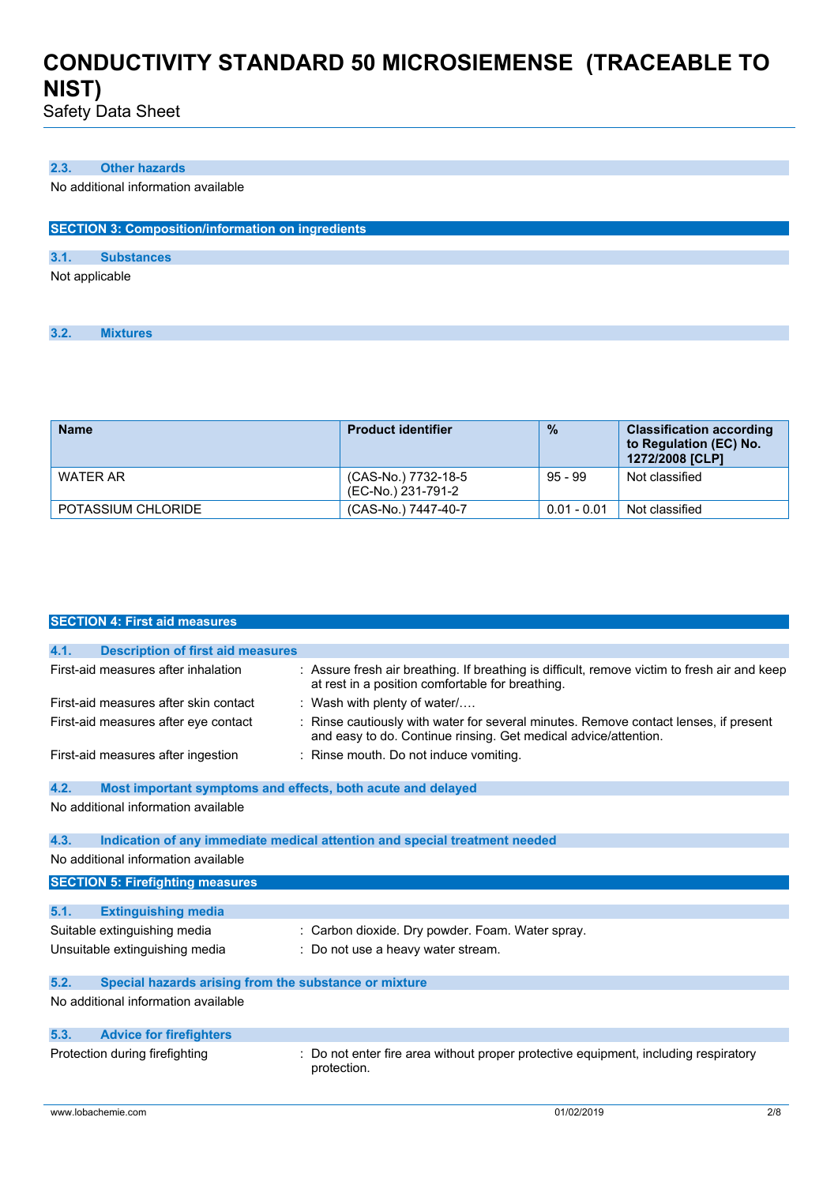### 2.3. Other hazards

No additional information available

## SECTION 3: Composition/information on ingredients

### 3.1. Substances

Not applicable

### 3.2. Mixtures

| Name | Product identifier | % | Classification according to Regulation (EC) No. 1272/2008 [CLP] |
|---|---|---|---|
| WATER AR | (CAS-No.) 7732-18-5<br>(EC-No.) 231-791-2 | 95 - 99 | Not classified |
| POTASSIUM CHLORIDE | (CAS-No.) 7447-40-7 | 0.01 - 0.01 | Not classified |

## SECTION 4: First aid measures

### 4.1. Description of first aid measures

First-aid measures after inhalation : Assure fresh air breathing. If breathing is difficult, remove victim to fresh air and keep at rest in a position comfortable for breathing.

First-aid measures after skin contact : Wash with plenty of water/….

First-aid measures after eye contact : Rinse cautiously with water for several minutes. Remove contact lenses, if present and easy to do. Continue rinsing. Get medical advice/attention.

First-aid measures after ingestion : Rinse mouth. Do not induce vomiting.

### 4.2. Most important symptoms and effects, both acute and delayed

No additional information available

### 4.3. Indication of any immediate medical attention and special treatment needed

No additional information available

## SECTION 5: Firefighting measures

### 5.1. Extinguishing media

Suitable extinguishing media : Carbon dioxide. Dry powder. Foam. Water spray.

Unsuitable extinguishing media : Do not use a heavy water stream.

### 5.2. Special hazards arising from the substance or mixture

No additional information available

### 5.3. Advice for firefighters

Protection during firefighting : Do not enter fire area without proper protective equipment, including respiratory protection.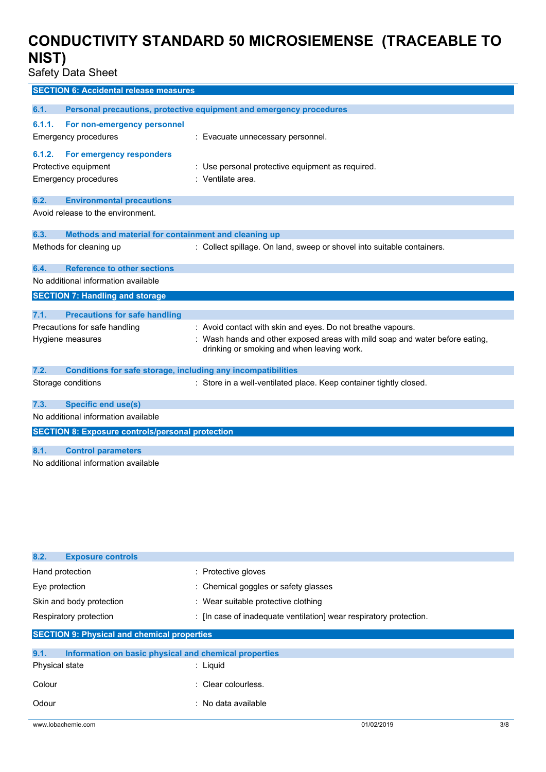## SECTION 6: Accidental release measures

### 6.1. Personal precautions, protective equipment and emergency procedures

#### 6.1.1. For non-emergency personnel

Emergency procedures : Evacuate unnecessary personnel.

#### 6.1.2. For emergency responders

Protective equipment : Use personal protective equipment as required.

Emergency procedures : Ventilate area.

### 6.2. Environmental precautions

Avoid release to the environment.

### 6.3. Methods and material for containment and cleaning up

Methods for cleaning up : Collect spillage. On land, sweep or shovel into suitable containers.

### 6.4. Reference to other sections

No additional information available

## SECTION 7: Handling and storage

### 7.1. Precautions for safe handling

Precautions for safe handling : Avoid contact with skin and eyes. Do not breathe vapours.

Hygiene measures : Wash hands and other exposed areas with mild soap and water before eating, drinking or smoking and when leaving work.

### 7.2. Conditions for safe storage, including any incompatibilities

Storage conditions : Store in a well-ventilated place. Keep container tightly closed.

### 7.3. Specific end use(s)

No additional information available

## SECTION 8: Exposure controls/personal protection

### 8.1. Control parameters

No additional information available

### 8.2. Exposure controls

Hand protection : Protective gloves

Eye protection : Chemical goggles or safety glasses

Skin and body protection : Wear suitable protective clothing

Respiratory protection : [In case of inadequate ventilation] wear respiratory protection.

## SECTION 9: Physical and chemical properties

### 9.1. Information on basic physical and chemical properties

Physical state : Liquid

Colour : Clear colourless.

Odour : No data available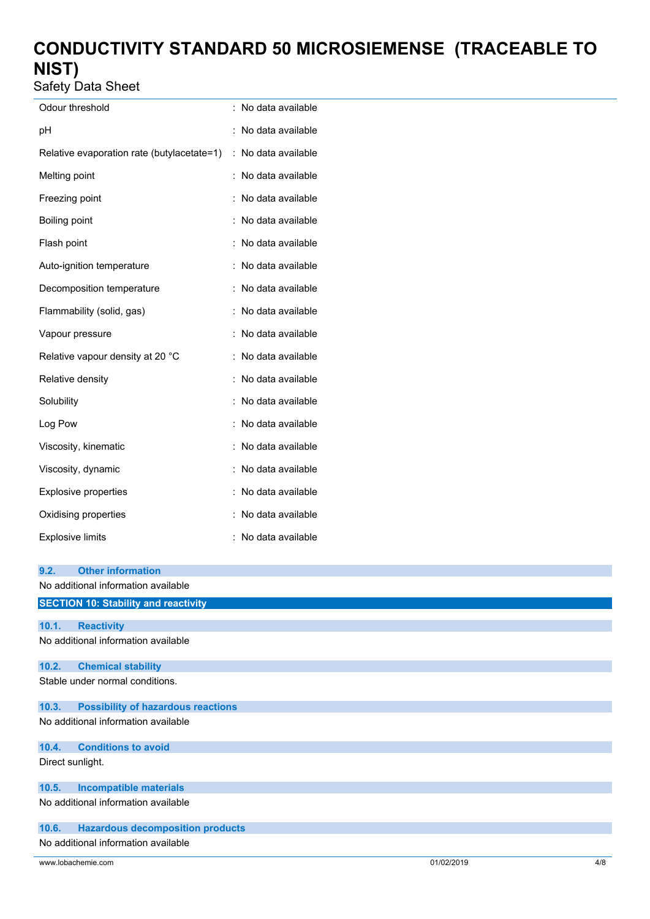| | |
|---|---|
| Odour threshold | : No data available |
| pH | : No data available |
| Relative evaporation rate (butylacetate=1) | : No data available |
| Melting point | : No data available |
| Freezing point | : No data available |
| Boiling point | : No data available |
| Flash point | : No data available |
| Auto-ignition temperature | : No data available |
| Decomposition temperature | : No data available |
| Flammability (solid, gas) | : No data available |
| Vapour pressure | : No data available |
| Relative vapour density at 20 °C | : No data available |
| Relative density | : No data available |
| Solubility | : No data available |
| Log Pow | : No data available |
| Viscosity, kinematic | : No data available |
| Viscosity, dynamic | : No data available |
| Explosive properties | : No data available |
| Oxidising properties | : No data available |
| Explosive limits | : No data available |

### 9.2. Other information

No additional information available

## SECTION 10: Stability and reactivity

### 10.1. Reactivity

No additional information available

### 10.2. Chemical stability

Stable under normal conditions.

### 10.3. Possibility of hazardous reactions

No additional information available

### 10.4. Conditions to avoid

Direct sunlight.

### 10.5. Incompatible materials

No additional information available

### 10.6. Hazardous decomposition products

No additional information available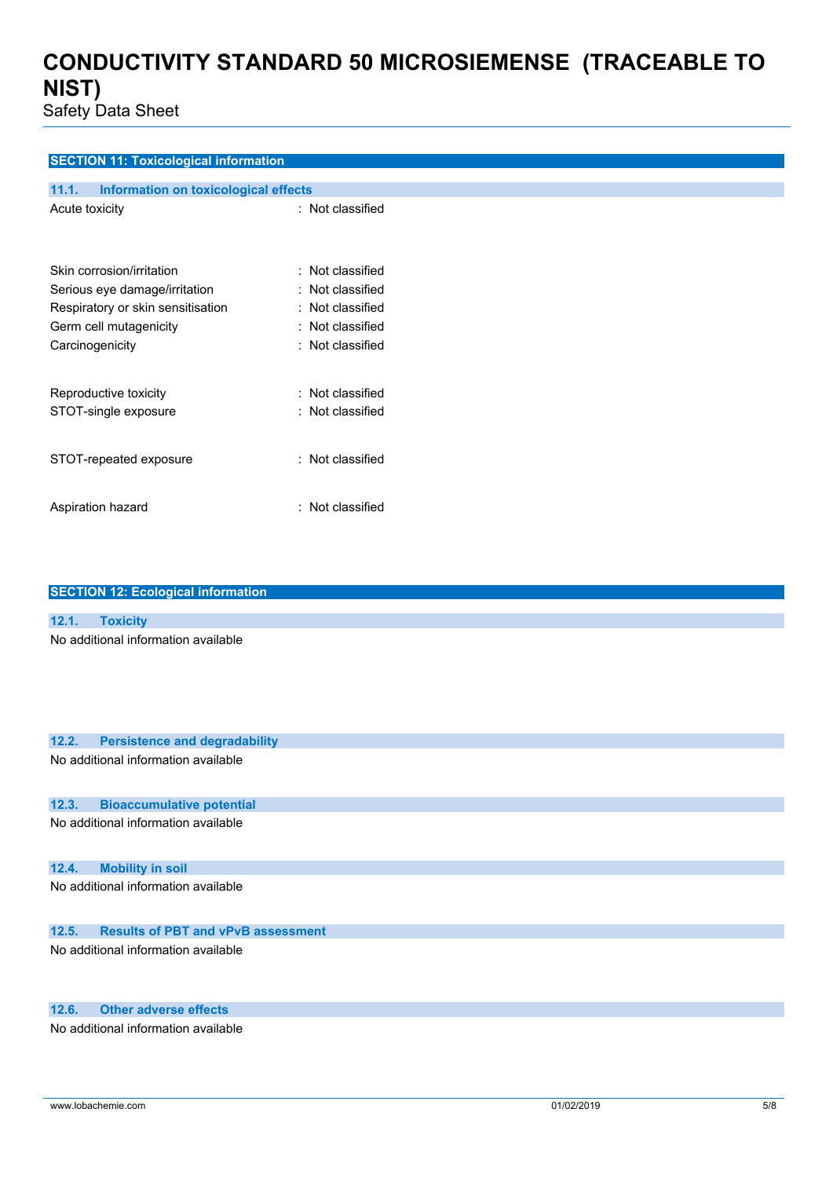## SECTION 11: Toxicological information

### 11.1. Information on toxicological effects

| | |
|---|---|
| Acute toxicity | : Not classified |
| Skin corrosion/irritation | : Not classified |
| Serious eye damage/irritation | : Not classified |
| Respiratory or skin sensitisation | : Not classified |
| Germ cell mutagenicity | : Not classified |
| Carcinogenicity | : Not classified |
| Reproductive toxicity | : Not classified |
| STOT-single exposure | : Not classified |
| STOT-repeated exposure | : Not classified |
| Aspiration hazard | : Not classified |

## SECTION 12: Ecological information

### 12.1. Toxicity

No additional information available

### 12.2. Persistence and degradability

No additional information available

### 12.3. Bioaccumulative potential

No additional information available

### 12.4. Mobility in soil

No additional information available

### 12.5. Results of PBT and vPvB assessment

No additional information available

### 12.6. Other adverse effects

No additional information available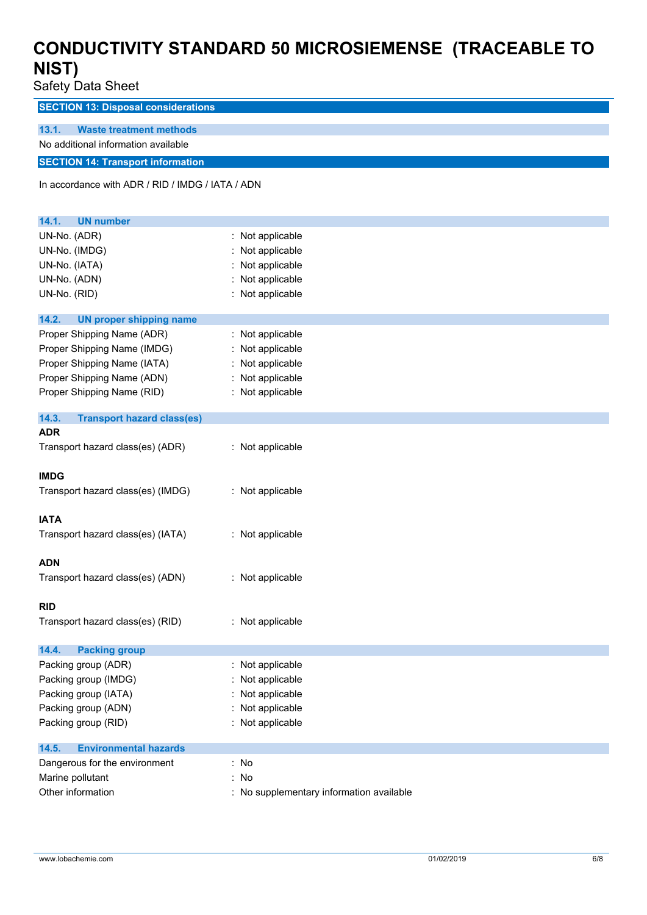## SECTION 13: Disposal considerations

### 13.1. Waste treatment methods

No additional information available

## SECTION 14: Transport information

In accordance with ADR / RID / IMDG / IATA / ADN

### 14.1. UN number

| | |
|---|---|
| UN-No. (ADR) | : Not applicable |
| UN-No. (IMDG) | : Not applicable |
| UN-No. (IATA) | : Not applicable |
| UN-No. (ADN) | : Not applicable |
| UN-No. (RID) | : Not applicable |

### 14.2. UN proper shipping name

| | |
|---|---|
| Proper Shipping Name (ADR) | : Not applicable |
| Proper Shipping Name (IMDG) | : Not applicable |
| Proper Shipping Name (IATA) | : Not applicable |
| Proper Shipping Name (ADN) | : Not applicable |
| Proper Shipping Name (RID) | : Not applicable |

### 14.3. Transport hazard class(es)

**ADR**

Transport hazard class(es) (ADR) : Not applicable

**IMDG**

Transport hazard class(es) (IMDG) : Not applicable

**IATA**

Transport hazard class(es) (IATA) : Not applicable

**ADN**

Transport hazard class(es) (ADN) : Not applicable

**RID**

Transport hazard class(es) (RID) : Not applicable

### 14.4. Packing group

| | |
|---|---|
| Packing group (ADR) | : Not applicable |
| Packing group (IMDG) | : Not applicable |
| Packing group (IATA) | : Not applicable |
| Packing group (ADN) | : Not applicable |
| Packing group (RID) | : Not applicable |

### 14.5. Environmental hazards

| | |
|---|---|
| Dangerous for the environment | : No |
| Marine pollutant | : No |
| Other information | : No supplementary information available |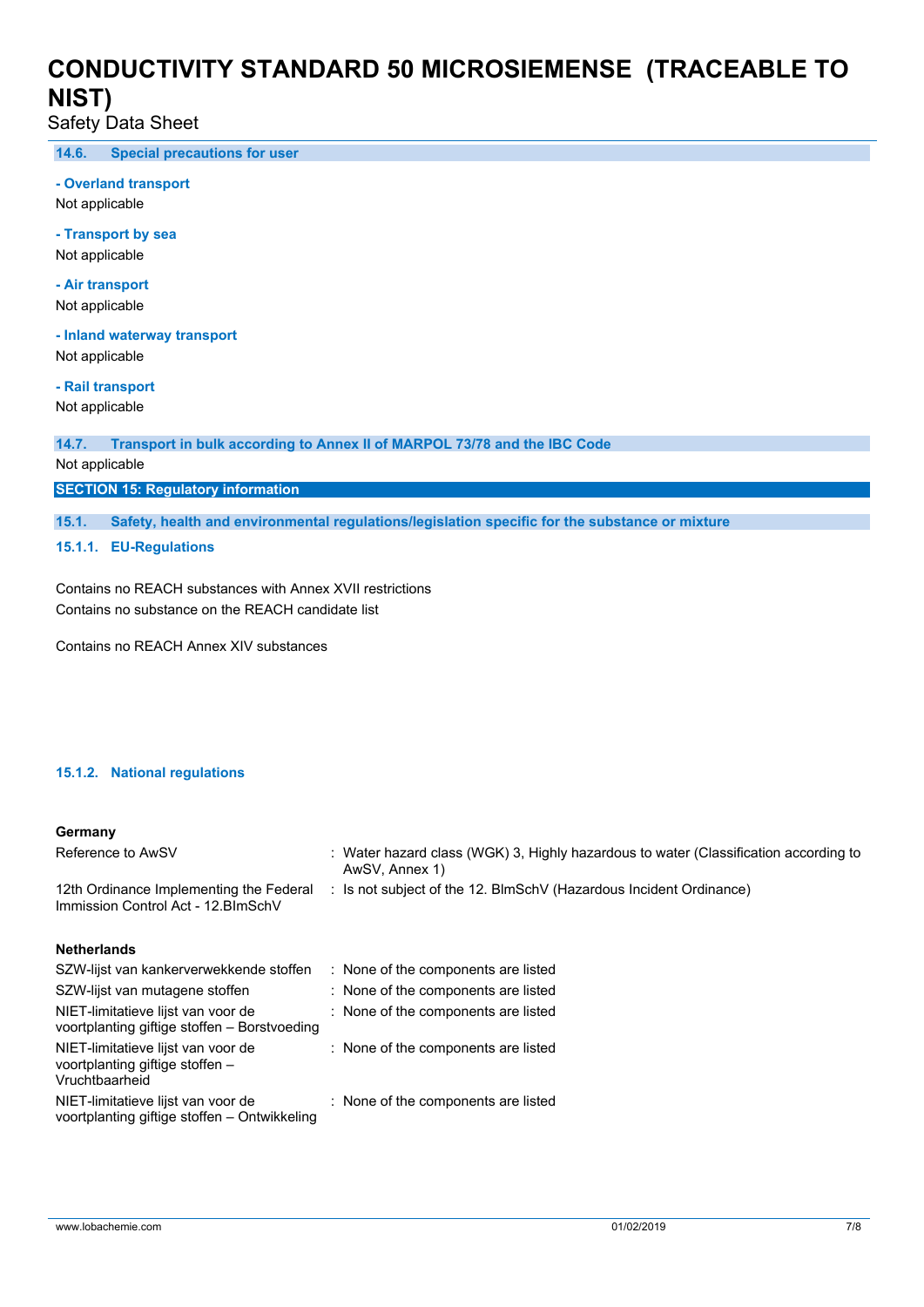#### 14.6. Special precautions for user

**- Overland transport**

Not applicable

**- Transport by sea**

Not applicable

**- Air transport**

Not applicable

**- Inland waterway transport**

Not applicable

**- Rail transport**

Not applicable

#### 14.7. Transport in bulk according to Annex II of MARPOL 73/78 and the IBC Code

Not applicable

## SECTION 15: Regulatory information

### 15.1. Safety, health and environmental regulations/legislation specific for the substance or mixture

#### 15.1.1. EU-Regulations

Contains no REACH substances with Annex XVII restrictions
Contains no substance on the REACH candidate list

Contains no REACH Annex XIV substances

#### 15.1.2. National regulations

**Germany**

| | |
|---|---|
| Reference to AwSV | : Water hazard class (WGK) 3, Highly hazardous to water (Classification according to AwSV, Annex 1) |
| 12th Ordinance Implementing the Federal Immission Control Act - 12.BImSchV | : Is not subject of the 12. BlmSchV (Hazardous Incident Ordinance) |

**Netherlands**

| | |
|---|---|
| SZW-lijst van kankerverwekkende stoffen | : None of the components are listed |
| SZW-lijst van mutagene stoffen | : None of the components are listed |
| NIET-limitatieve lijst van voor de voortplanting giftige stoffen – Borstvoeding | : None of the components are listed |
| NIET-limitatieve lijst van voor de voortplanting giftige stoffen – Vruchtbaarheid | : None of the components are listed |
| NIET-limitatieve lijst van voor de voortplanting giftige stoffen – Ontwikkeling | : None of the components are listed |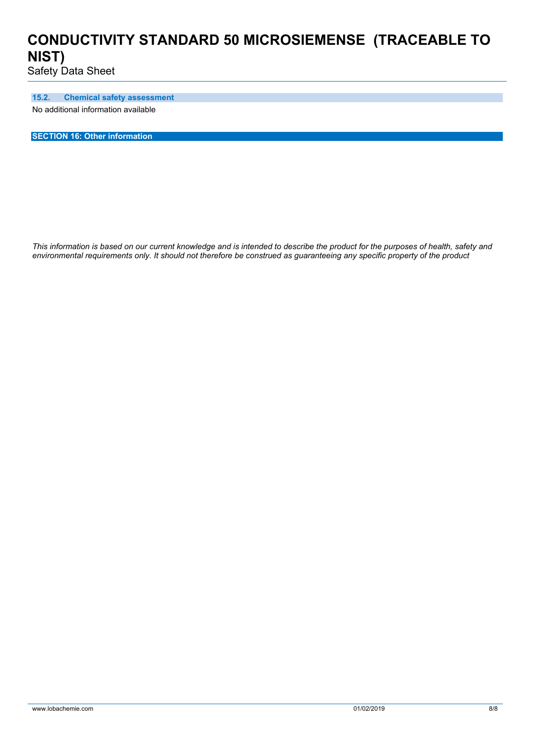### 15.2. Chemical safety assessment

No additional information available

## SECTION 16: Other information

*This information is based on our current knowledge and is intended to describe the product for the purposes of health, safety and environmental requirements only. It should not therefore be construed as guaranteeing any specific property of the product*